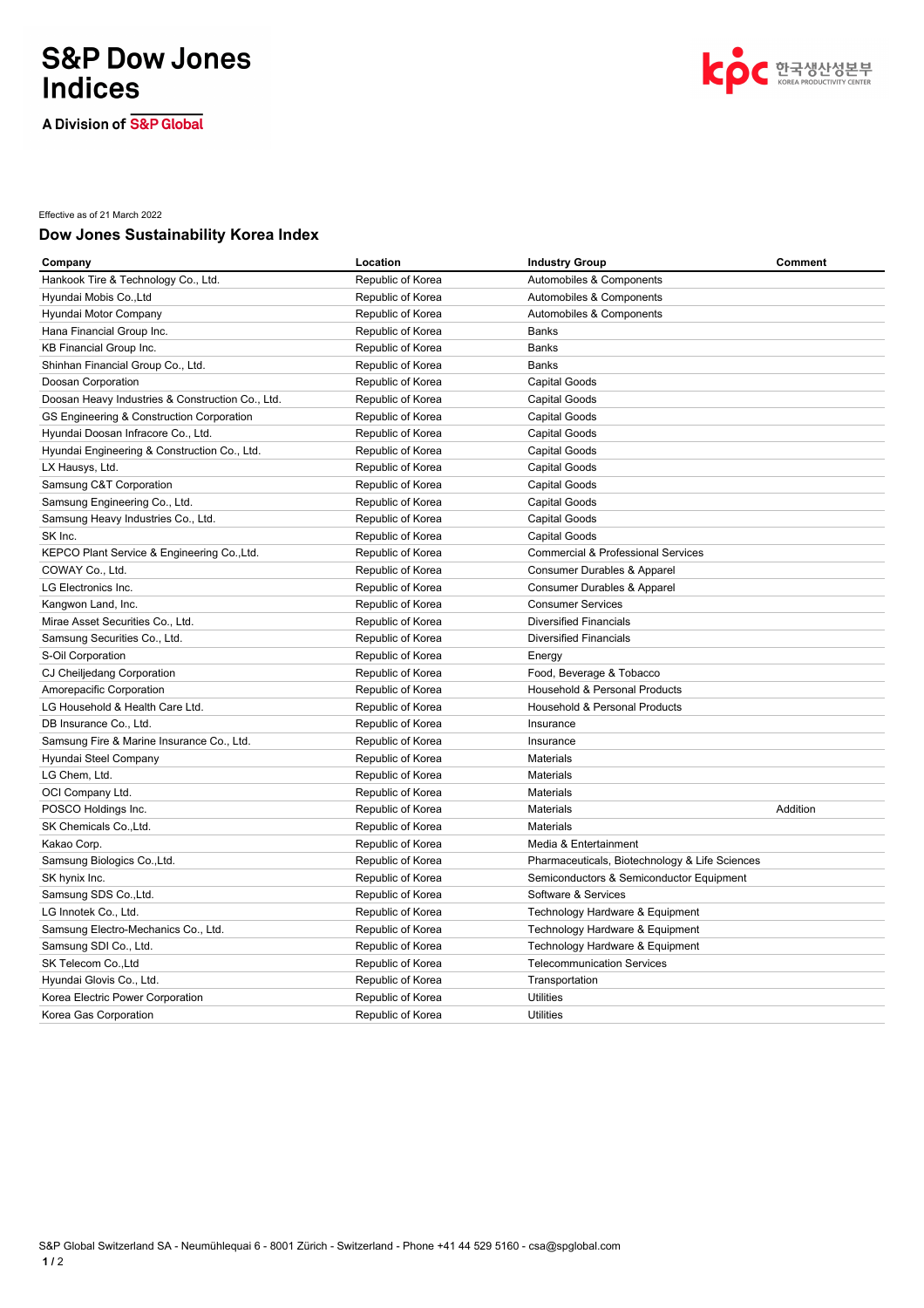Effective as of 21 March 2022

## Dow Jones Sustainability Korea Index

| Company | Location | Industry Group | Comment |
|---|---|---|---|
| Hankook Tire & Technology Co., Ltd. | Republic of Korea | Automobiles & Components | |
| Hyundai Mobis Co.,Ltd | Republic of Korea | Automobiles & Components | |
| Hyundai Motor Company | Republic of Korea | Automobiles & Components | |
| Hana Financial Group Inc. | Republic of Korea | Banks | |
| KB Financial Group Inc. | Republic of Korea | Banks | |
| Shinhan Financial Group Co., Ltd. | Republic of Korea | Banks | |
| Doosan Corporation | Republic of Korea | Capital Goods | |
| Doosan Heavy Industries & Construction Co., Ltd. | Republic of Korea | Capital Goods | |
| GS Engineering & Construction Corporation | Republic of Korea | Capital Goods | |
| Hyundai Doosan Infracore Co., Ltd. | Republic of Korea | Capital Goods | |
| Hyundai Engineering & Construction Co., Ltd. | Republic of Korea | Capital Goods | |
| LX Hausys, Ltd. | Republic of Korea | Capital Goods | |
| Samsung C&T Corporation | Republic of Korea | Capital Goods | |
| Samsung Engineering Co., Ltd. | Republic of Korea | Capital Goods | |
| Samsung Heavy Industries Co., Ltd. | Republic of Korea | Capital Goods | |
| SK Inc. | Republic of Korea | Capital Goods | |
| KEPCO Plant Service & Engineering Co.,Ltd. | Republic of Korea | Commercial & Professional Services | |
| COWAY Co., Ltd. | Republic of Korea | Consumer Durables & Apparel | |
| LG Electronics Inc. | Republic of Korea | Consumer Durables & Apparel | |
| Kangwon Land, Inc. | Republic of Korea | Consumer Services | |
| Mirae Asset Securities Co., Ltd. | Republic of Korea | Diversified Financials | |
| Samsung Securities Co., Ltd. | Republic of Korea | Diversified Financials | |
| S-Oil Corporation | Republic of Korea | Energy | |
| CJ Cheiljedang Corporation | Republic of Korea | Food, Beverage & Tobacco | |
| Amorepacific Corporation | Republic of Korea | Household & Personal Products | |
| LG Household & Health Care Ltd. | Republic of Korea | Household & Personal Products | |
| DB Insurance Co., Ltd. | Republic of Korea | Insurance | |
| Samsung Fire & Marine Insurance Co., Ltd. | Republic of Korea | Insurance | |
| Hyundai Steel Company | Republic of Korea | Materials | |
| LG Chem, Ltd. | Republic of Korea | Materials | |
| OCI Company Ltd. | Republic of Korea | Materials | |
| POSCO Holdings Inc. | Republic of Korea | Materials | Addition |
| SK Chemicals Co.,Ltd. | Republic of Korea | Materials | |
| Kakao Corp. | Republic of Korea | Media & Entertainment | |
| Samsung Biologics Co.,Ltd. | Republic of Korea | Pharmaceuticals, Biotechnology & Life Sciences | |
| SK hynix Inc. | Republic of Korea | Semiconductors & Semiconductor Equipment | |
| Samsung SDS Co.,Ltd. | Republic of Korea | Software & Services | |
| LG Innotek Co., Ltd. | Republic of Korea | Technology Hardware & Equipment | |
| Samsung Electro-Mechanics Co., Ltd. | Republic of Korea | Technology Hardware & Equipment | |
| Samsung SDI Co., Ltd. | Republic of Korea | Technology Hardware & Equipment | |
| SK Telecom Co.,Ltd | Republic of Korea | Telecommunication Services | |
| Hyundai Glovis Co., Ltd. | Republic of Korea | Transportation | |
| Korea Electric Power Corporation | Republic of Korea | Utilities | |
| Korea Gas Corporation | Republic of Korea | Utilities | |

S&P Global Switzerland SA - Neumühlequai 6 - 8001 Zürich - Switzerland - Phone +41 44 529 5160 - csa@spglobal.com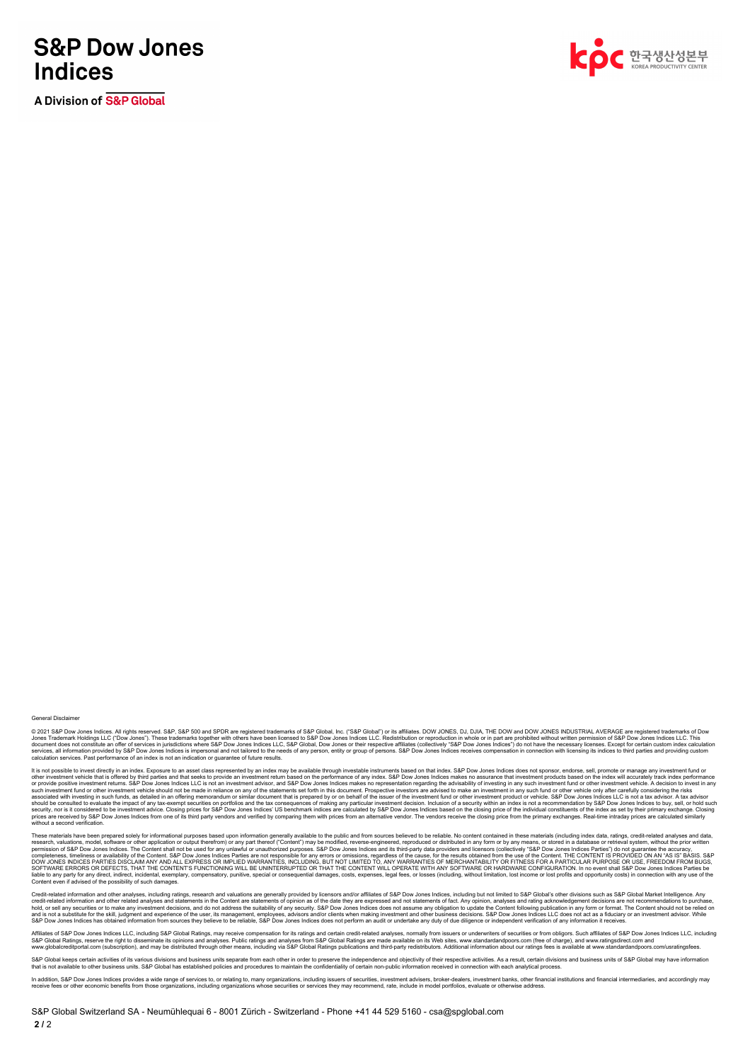# S&P Dow Jones Indices

A Division of S&P Global

한국생산성본부 KOREA PRODUCTIVITY CENTER

General Disclaimer

© 2021 S&P Dow Jones Indices. All rights reserved. S&P, S&P 500 and SPDR are registered trademarks of S&P Global, Inc. ("S&P Global") or its affiliates. DOW JONES, DJ, DJIA, THE DOW and DOW JONES INDUSTRIAL AVERAGE are registered trademarks of Dow Jones Trademark Holdings LLC ("Dow Jones"). These trademarks together with others have been licensed to S&P Dow Jones Indices LLC. Redistribution or reproduction in whole or in part are prohibited without written permission of S&P Dow Jones Indices LLC. This document does not constitute an offer of services in jurisdictions where S&P Dow Jones Indices LLC, S&P Global, Dow Jones or their respective affiliates (collectively "S&P Dow Jones Indices") do not have the necessary licenses. Except for certain custom index calculation services, all information provided by S&P Dow Jones Indices is impersonal and not tailored to the needs of any person, entity or group of persons. S&P Dow Jones Indices receives compensation in connection with licensing its indices to third parties and providing custom calculation services. Past performance of an index is not an indication or guarantee of future results.

It is not possible to invest directly in an index. Exposure to an asset class represented by an index may be available through investable instruments based on that index. S&P Dow Jones Indices does not sponsor, endorse, sell, promote or manage any investment fund or other investment vehicle that is offered by third parties and that seeks to provide an investment return based on the performance of any index. S&P Dow Jones Indices makes no assurance that investment products based on the index will accurately track index performance or provide positive investment returns. S&P Dow Jones Indices LLC is not an investment advisor, and S&P Dow Jones Indices makes no representation regarding the advisability of investing in any such investment fund or other investment vehicle. A decision to invest in any such investment fund or other investment vehicle should not be made in reliance on any of the statements set forth in this document. Prospective investors are advised to make an investment in any such fund or other vehicle only after carefully considering the risks associated with investing in such funds, as detailed in an offering memorandum or similar document that is prepared by or on behalf of the issuer of the investment fund or other investment product or vehicle. S&P Dow Jones Indices LLC is not a tax advisor. A tax advisor should be consulted to evaluate the impact of any tax-exempt securities on portfolios and the tax consequences of making any particular investment decision. Inclusion of a security within an index is not a recommendation by S&P Dow Jones Indices to buy, sell, or hold such security, nor is it considered to be investment advice. Closing prices for S&P Dow Jones Indices' US benchmark indices are calculated by S&P Dow Jones Indices based on the closing price of the individual constituents of the index as set by their primary exchange. Closing prices are received by S&P Dow Jones Indices from one of its third party vendors and verified by comparing them with prices from an alternative vendor. The vendors receive the closing price from the primary exchanges. Real-time intraday prices are calculated similarly without a second verification.

These materials have been prepared solely for informational purposes based upon information generally available to the public and from sources believed to be reliable. No content contained in these materials (including index data, ratings, credit-related analyses and data, research, valuations, model, software or other application or output therefrom) or any part thereof ("Content") may be modified, reverse-engineered, reproduced or distributed in any form or by any means, or stored in a database or retrieval system, without the prior written permission of S&P Dow Jones Indices. The Content shall not be used for any unlawful or unauthorized purposes. S&P Dow Jones Indices and its third-party data providers and licensors (collectively "S&P Dow Jones Indices Parties") do not guarantee the accuracy, completeness, timeliness or availability of the Content. S&P Dow Jones Indices Parties are not responsible for any errors or omissions, regardless of the cause, for the results obtained from the use of the Content. THE CONTENT IS PROVIDED ON AN "AS IS" BASIS. S&P DOW JONES INDICES PARTIES DISCLAIM ANY AND ALL EXPRESS OR IMPLIED WARRANTIES, INCLUDING, BUT NOT LIMITED TO, ANY WARRANTIES OF MERCHANTABILITY OR FITNESS FOR A PARTICULAR PURPOSE OR USE, FREEDOM FROM BUGS, SOFTWARE ERRORS OR DEFECTS, THAT THE CONTENT'S FUNCTIONING WILL BE UNINTERRUPTED OR THAT THE CONTENT WILL OPERATE WITH ANY SOFTWARE OR HARDWARE CONFIGURATION. In no event shall S&P Dow Jones Indices Parties be liable to any party for any direct, indirect, incidental, exemplary, compensatory, punitive, special or consequential damages, costs, expenses, legal fees, or losses (including, without limitation, lost income or lost profits and opportunity costs) in connection with any use of the Content even if advised of the possibility of such damages.

Credit-related information and other analyses, including ratings, research and valuations are generally provided by licensors and/or affiliates of S&P Dow Jones Indices, including but not limited to S&P Global's other divisions such as S&P Global Market Intelligence. Any credit-related information and other related analyses and statements in the Content are statements of opinion as of the date they are expressed and not statements of fact. Any opinion, analyses and rating acknowledgement decisions are not recommendations to purchase, hold, or sell any securities or to make any investment decisions, and do not address the suitability of any security. S&P Dow Jones Indices does not assume any obligation to update the Content following publication in any form or format. The Content should not be relied on and is not a substitute for the skill, judgment and experience of the user, its management, employees, advisors and/or clients when making investment and other business decisions. S&P Dow Jones Indices LLC does not act as a fiduciary or an investment advisor. While S&P Dow Jones Indices has obtained information from sources they believe to be reliable, S&P Dow Jones Indices does not perform an audit or undertake any duty of due diligence or independent verification of any information it receives.

Affiliates of S&P Dow Jones Indices LLC, including S&P Global Ratings, may receive compensation for its ratings and certain credit-related analyses, normally from issuers or underwriters of securities or from obligors. Such affiliates of S&P Dow Jones Indices LLC, including S&P Global Ratings, reserve the right to disseminate its opinions and analyses. Public ratings and analyses from S&P Global Ratings are made available on its Web sites, www.standardandpoors.com (free of charge), and www.ratingsdirect.com and www.globalcreditportal.com (subscription), and may be distributed through other means, including via S&P Global Ratings publications and third-party redistributors. Additional information about our ratings fees is available at www.standardandpoors.com/usratingsfees.

S&P Global keeps certain activities of its various divisions and business units separate from each other in order to preserve the independence and objectivity of their respective activities. As a result, certain divisions and business units of S&P Global may have information that is not available to other business units. S&P Global has established policies and procedures to maintain the confidentiality of certain non-public information received in connection with each analytical process.

In addition, S&P Dow Jones Indices provides a wide range of services to, or relating to, many organizations, including issuers of securities, investment advisers, broker-dealers, investment banks, other financial institutions and financial intermediaries, and accordingly may receive fees or other economic benefits from those organizations, including organizations whose securities or services they may recommend, rate, include in model portfolios, evaluate or otherwise address.

S&P Global Switzerland SA - Neumühlequai 6 - 8001 Zürich - Switzerland - Phone +41 44 529 5160 - csa@spglobal.com